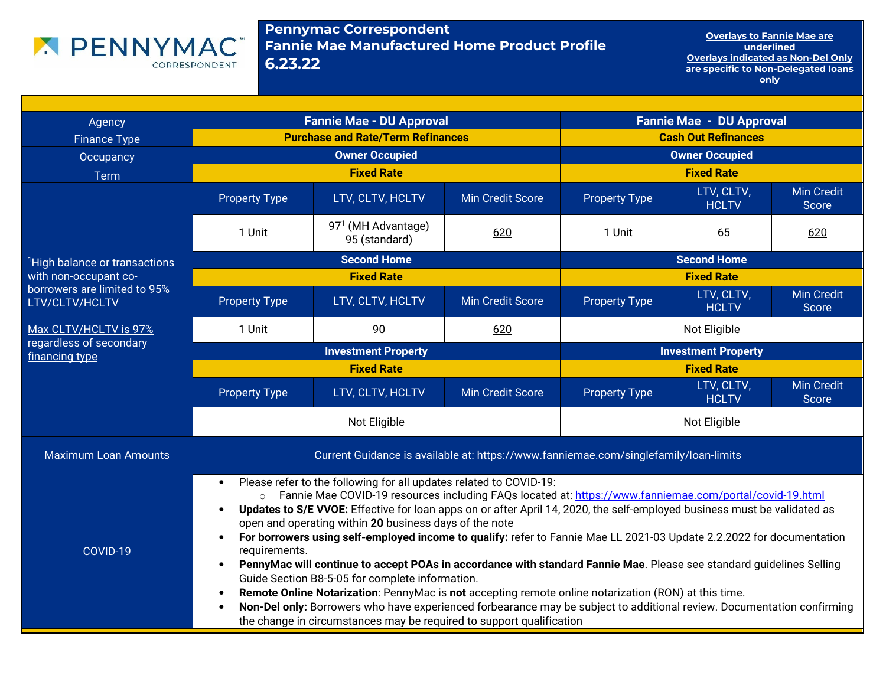# Pennymac Correspondent Fannie Mae Manufactured Home Product Profile 6.23.22

PENNYMAC CORRESPONDENT

<u>Overlays to Fannie Mae are underlined</u>
<u>Overlays indicated as Non-Del Only are specific to Non-Delegated loans only</u>

| Agency | Fannie Mae - DU Approval | | | Fannie Mae - DU Approval | | |
|---|---|---|---|---|---|---|
| Finance Type | Purchase and Rate/Term Refinances | | | Cash Out Refinances | | |
| Occupancy | Owner Occupied | | | Owner Occupied | | |
| Term | Fixed Rate | | | Fixed Rate | | |
| [1]High balance or transactions with non-occupant co-borrowers are limited to 95% LTV/CLTV/HCLTV<br><br><u>Max CLTV/HCLTV is 97% regardless of secondary financing type</u> | Property Type | LTV, CLTV, HCLTV | Min Credit Score | Property Type | LTV, CLTV, HCLTV | Min Credit Score |
| | 1 Unit | <u>97</u>[1] (MH Advantage)<br>95 (standard) | <u>620</u> | 1 Unit | 65 | <u>620</u> |
| | Second Home | | | Second Home | | |
| | Fixed Rate | | | Fixed Rate | | |
| | Property Type | LTV, CLTV, HCLTV | Min Credit Score | Property Type | LTV, CLTV, HCLTV | Min Credit Score |
| | 1 Unit | 90 | <u>620</u> | Not Eligible | | |
| | Investment Property | | | Investment Property | | |
| | Fixed Rate | | | Fixed Rate | | |
| | Property Type | LTV, CLTV, HCLTV | Min Credit Score | Property Type | LTV, CLTV, HCLTV | Min Credit Score |
| | Not Eligible | | | Not Eligible | | |
| Maximum Loan Amounts | Current Guidance is available at: https://www.fanniemae.com/singlefamily/loan-limits | | | | | |

## COVID-19

- Please refer to the following for all updates related to COVID-19:
  - Fannie Mae COVID-19 resources including FAQs located at: https://www.fanniemae.com/portal/covid-19.html
- **Updates to S/E VVOE:** Effective for loan apps on or after April 14, 2020, the self-employed business must be validated as open and operating within **20** business days of the note
- **For borrowers using self-employed income to qualify:** refer to Fannie Mae LL 2021-03 Update 2.2.2022 for documentation requirements.
- **PennyMac will continue to accept POAs in accordance with standard Fannie Mae**. Please see standard guidelines Selling Guide Section B8-5-05 for complete information.
- **Remote Online Notarization**: <u>PennyMac is **not** accepting remote online notarization (RON) at this time.</u>
- **Non-Del only:** Borrowers who have experienced forbearance may be subject to additional review. Documentation confirming the change in circumstances may be required to support qualification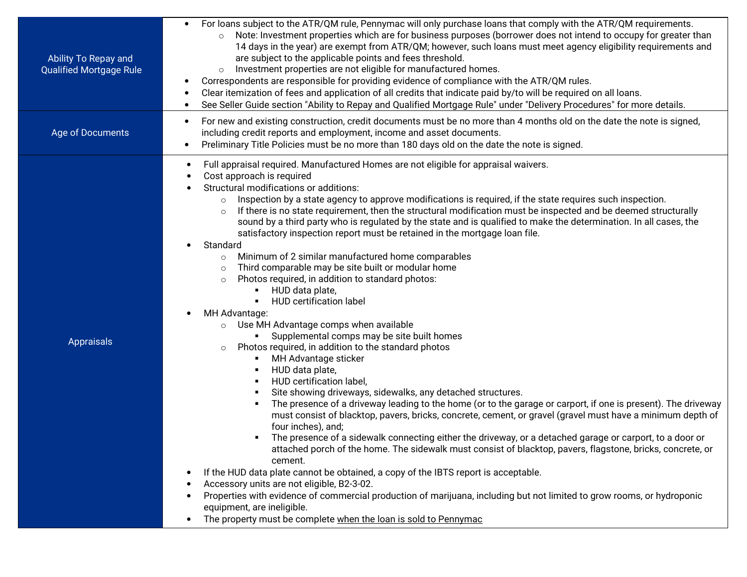| | |
|---|---|
| Ability To Repay and Qualified Mortgage Rule | • For loans subject to the ATR/QM rule, Pennymac will only purchase loans that comply with the ATR/QM requirements.<br>  ○ Note: Investment properties which are for business purposes (borrower does not intend to occupy for greater than 14 days in the year) are exempt from ATR/QM; however, such loans must meet agency eligibility requirements and are subject to the applicable points and fees threshold.<br>  ○ Investment properties are not eligible for manufactured homes.<br>• Correspondents are responsible for providing evidence of compliance with the ATR/QM rules.<br>• Clear itemization of fees and application of all credits that indicate paid by/to will be required on all loans.<br>• See Seller Guide section "Ability to Repay and Qualified Mortgage Rule" under "Delivery Procedures" for more details. |
| Age of Documents | • For new and existing construction, credit documents must be no more than 4 months old on the date the note is signed, including credit reports and employment, income and asset documents.<br>• Preliminary Title Policies must be no more than 180 days old on the date the note is signed. |
| Appraisals | • Full appraisal required. Manufactured Homes are not eligible for appraisal waivers.<br>• Cost approach is required<br>• Structural modifications or additions:<br>  ○ Inspection by a state agency to approve modifications is required, if the state requires such inspection.<br>  ○ If there is no state requirement, then the structural modification must be inspected and be deemed structurally sound by a third party who is regulated by the state and is qualified to make the determination. In all cases, the satisfactory inspection report must be retained in the mortgage loan file.<br>• Standard<br>  ○ Minimum of 2 similar manufactured home comparables<br>  ○ Third comparable may be site built or modular home<br>  ○ Photos required, in addition to standard photos:<br>    ▪ HUD data plate,<br>    ▪ HUD certification label<br>• MH Advantage:<br>  ○ Use MH Advantage comps when available<br>    ▪ Supplemental comps may be site built homes<br>  ○ Photos required, in addition to the standard photos<br>    ▪ MH Advantage sticker<br>    ▪ HUD data plate,<br>    ▪ HUD certification label,<br>    ▪ Site showing driveways, sidewalks, any detached structures.<br>    ▪ The presence of a driveway leading to the home (or to the garage or carport, if one is present). The driveway must consist of blacktop, pavers, bricks, concrete, cement, or gravel (gravel must have a minimum depth of four inches), and;<br>    ▪ The presence of a sidewalk connecting either the driveway, or a detached garage or carport, to a door or attached porch of the home. The sidewalk must consist of blacktop, pavers, flagstone, bricks, concrete, or cement.<br>• If the HUD data plate cannot be obtained, a copy of the IBTS report is acceptable.<br>• Accessory units are not eligible, B2-3-02.<br>• Properties with evidence of commercial production of marijuana, including but not limited to grow rooms, or hydroponic equipment, are ineligible.<br>• The property must be complete when the loan is sold to Pennymac |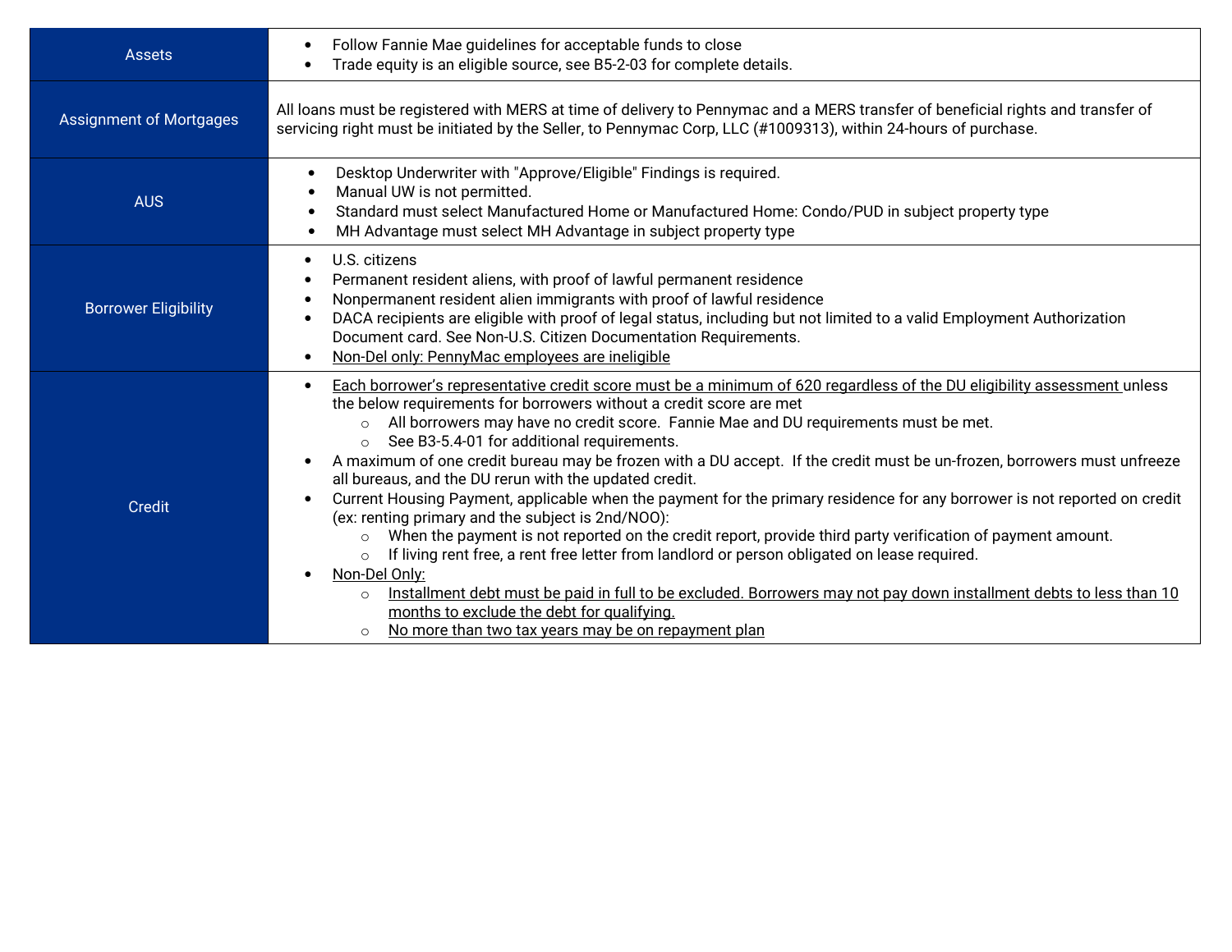| | |
|---|---|
| Assets | • Follow Fannie Mae guidelines for acceptable funds to close<br>• Trade equity is an eligible source, see B5-2-03 for complete details. |
| Assignment of Mortgages | All loans must be registered with MERS at time of delivery to Pennymac and a MERS transfer of beneficial rights and transfer of servicing right must be initiated by the Seller, to Pennymac Corp, LLC (#1009313), within 24-hours of purchase. |
| AUS | • Desktop Underwriter with "Approve/Eligible" Findings is required.<br>• Manual UW is not permitted.<br>• Standard must select Manufactured Home or Manufactured Home: Condo/PUD in subject property type<br>• MH Advantage must select MH Advantage in subject property type |
| Borrower Eligibility | • U.S. citizens<br>• Permanent resident aliens, with proof of lawful permanent residence<br>• Nonpermanent resident alien immigrants with proof of lawful residence<br>• DACA recipients are eligible with proof of legal status, including but not limited to a valid Employment Authorization Document card. See Non-U.S. Citizen Documentation Requirements.<br>• Non-Del only: PennyMac employees are ineligible |
| Credit | • Each borrower's representative credit score must be a minimum of 620 regardless of the DU eligibility assessment unless the below requirements for borrowers without a credit score are met<br>&nbsp;&nbsp;&nbsp;&nbsp;○ All borrowers may have no credit score. Fannie Mae and DU requirements must be met.<br>&nbsp;&nbsp;&nbsp;&nbsp;○ See B3-5.4-01 for additional requirements.<br>• A maximum of one credit bureau may be frozen with a DU accept. If the credit must be un-frozen, borrowers must unfreeze all bureaus, and the DU rerun with the updated credit.<br>• Current Housing Payment, applicable when the payment for the primary residence for any borrower is not reported on credit (ex: renting primary and the subject is 2nd/NOO):<br>&nbsp;&nbsp;&nbsp;&nbsp;○ When the payment is not reported on the credit report, provide third party verification of payment amount.<br>&nbsp;&nbsp;&nbsp;&nbsp;○ If living rent free, a rent free letter from landlord or person obligated on lease required.<br>• Non-Del Only:<br>&nbsp;&nbsp;&nbsp;&nbsp;○ Installment debt must be paid in full to be excluded. Borrowers may not pay down installment debts to less than 10 months to exclude the debt for qualifying.<br>&nbsp;&nbsp;&nbsp;&nbsp;○ No more than two tax years may be on repayment plan |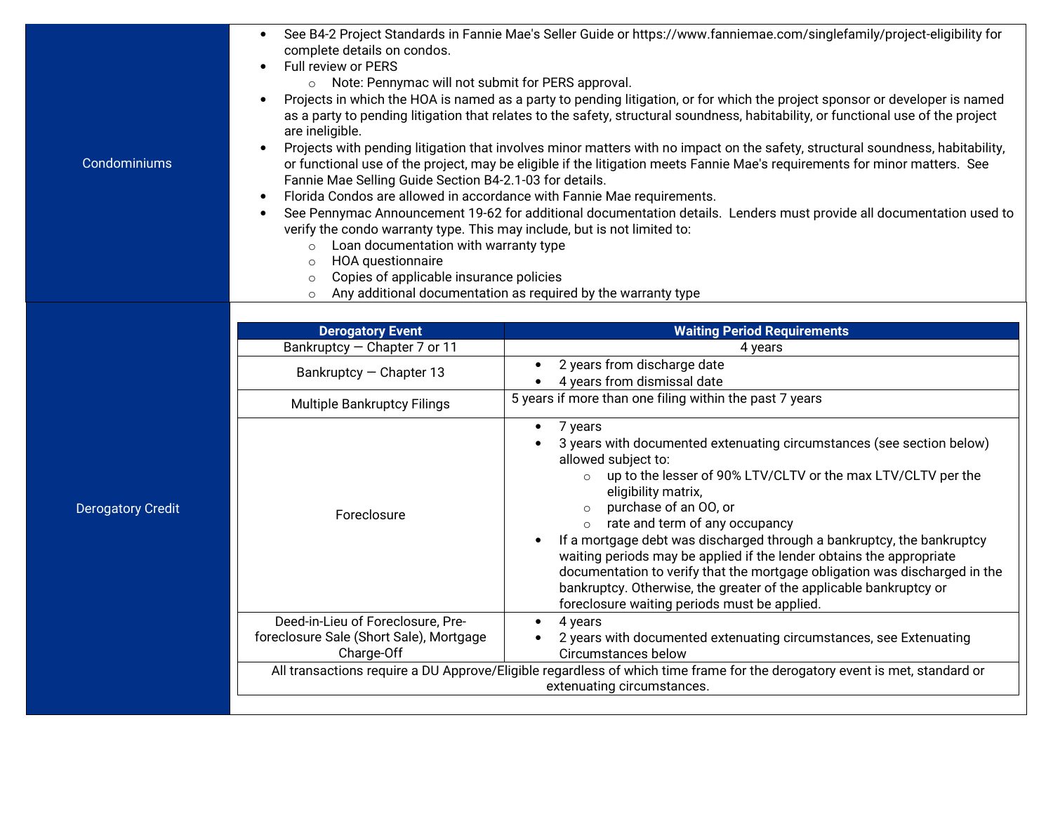| | |
|---|---|
| Condominiums | • See B4-2 Project Standards in Fannie Mae's Seller Guide or https://www.fanniemae.com/singlefamily/project-eligibility for complete details on condos.<br>• Full review or PERS<br>  ○ Note: Pennymac will not submit for PERS approval.<br>• Projects in which the HOA is named as a party to pending litigation, or for which the project sponsor or developer is named as a party to pending litigation that relates to the safety, structural soundness, habitability, or functional use of the project are ineligible.<br>• Projects with pending litigation that involves minor matters with no impact on the safety, structural soundness, habitability, or functional use of the project, may be eligible if the litigation meets Fannie Mae's requirements for minor matters. See Fannie Mae Selling Guide Section B4-2.1-03 for details.<br>• Florida Condos are allowed in accordance with Fannie Mae requirements.<br>• See Pennymac Announcement 19-62 for additional documentation details. Lenders must provide all documentation used to verify the condo warranty type. This may include, but is not limited to:<br>  ○ Loan documentation with warranty type<br>  ○ HOA questionnaire<br>  ○ Copies of applicable insurance policies<br>  ○ Any additional documentation as required by the warranty type |
| Derogatory Credit | See table below |

**Derogatory Credit**

| Derogatory Event | Waiting Period Requirements |
|---|---|
| Bankruptcy — Chapter 7 or 11 | 4 years |
| Bankruptcy — Chapter 13 | • 2 years from discharge date<br>• 4 years from dismissal date |
| Multiple Bankruptcy Filings | 5 years if more than one filing within the past 7 years |
| Foreclosure | • 7 years<br>• 3 years with documented extenuating circumstances (see section below) allowed subject to:<br>  ○ up to the lesser of 90% LTV/CLTV or the max LTV/CLTV per the eligibility matrix,<br>  ○ purchase of an OO, or<br>  ○ rate and term of any occupancy<br>• If a mortgage debt was discharged through a bankruptcy, the bankruptcy waiting periods may be applied if the lender obtains the appropriate documentation to verify that the mortgage obligation was discharged in the bankruptcy. Otherwise, the greater of the applicable bankruptcy or foreclosure waiting periods must be applied. |
| Deed-in-Lieu of Foreclosure, Pre-foreclosure Sale (Short Sale), Mortgage Charge-Off | • 4 years<br>• 2 years with documented extenuating circumstances, see Extenuating Circumstances below |
| All transactions require a DU Approve/Eligible regardless of which time frame for the derogatory event is met, standard or extenuating circumstances. | |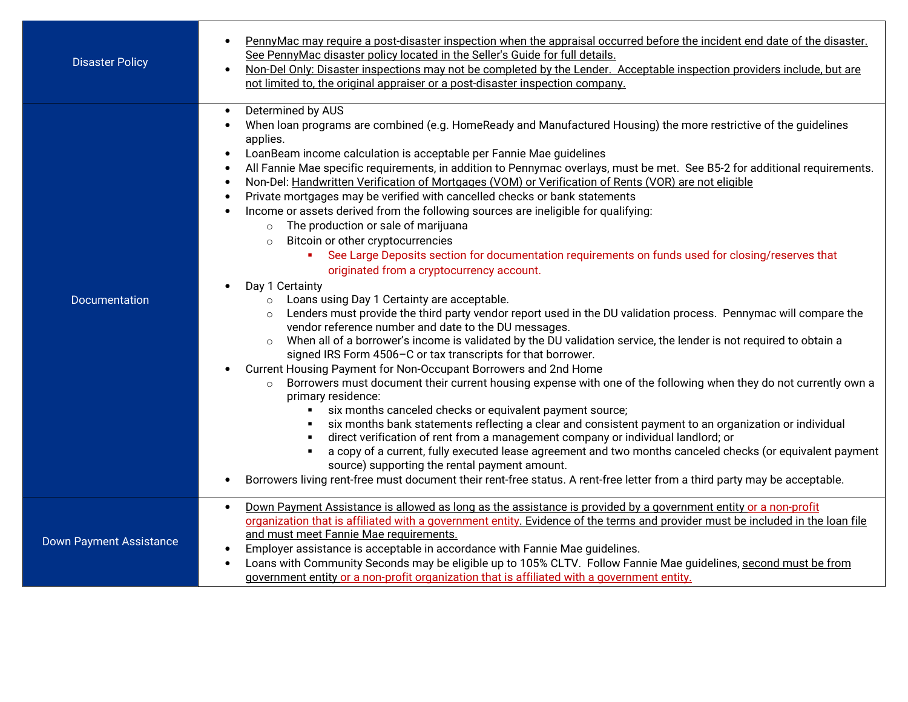| | |
|---|---|
| Disaster Policy | • PennyMac may require a post-disaster inspection when the appraisal occurred before the incident end date of the disaster. See PennyMac disaster policy located in the Seller's Guide for full details.<br>• Non-Del Only: Disaster inspections may not be completed by the Lender. Acceptable inspection providers include, but are not limited to, the original appraiser or a post-disaster inspection company. |
| Documentation | • Determined by AUS<br>• When loan programs are combined (e.g. HomeReady and Manufactured Housing) the more restrictive of the guidelines applies.<br>• LoanBeam income calculation is acceptable per Fannie Mae guidelines<br>• All Fannie Mae specific requirements, in addition to Pennymac overlays, must be met. See B5-2 for additional requirements.<br>• Non-Del: Handwritten Verification of Mortgages (VOM) or Verification of Rents (VOR) are not eligible<br>• Private mortgages may be verified with cancelled checks or bank statements<br>• Income or assets derived from the following sources are ineligible for qualifying:<br>&nbsp;&nbsp;○ The production or sale of marijuana<br>&nbsp;&nbsp;○ Bitcoin or other cryptocurrencies<br>&nbsp;&nbsp;&nbsp;&nbsp;▪ See Large Deposits section for documentation requirements on funds used for closing/reserves that originated from a cryptocurrency account.<br>• Day 1 Certainty<br>&nbsp;&nbsp;○ Loans using Day 1 Certainty are acceptable.<br>&nbsp;&nbsp;○ Lenders must provide the third party vendor report used in the DU validation process. Pennymac will compare the vendor reference number and date to the DU messages.<br>&nbsp;&nbsp;○ When all of a borrower's income is validated by the DU validation service, the lender is not required to obtain a signed IRS Form 4506–C or tax transcripts for that borrower.<br>• Current Housing Payment for Non-Occupant Borrowers and 2nd Home<br>&nbsp;&nbsp;○ Borrowers must document their current housing expense with one of the following when they do not currently own a primary residence:<br>&nbsp;&nbsp;&nbsp;&nbsp;▪ six months canceled checks or equivalent payment source;<br>&nbsp;&nbsp;&nbsp;&nbsp;▪ six months bank statements reflecting a clear and consistent payment to an organization or individual<br>&nbsp;&nbsp;&nbsp;&nbsp;▪ direct verification of rent from a management company or individual landlord; or<br>&nbsp;&nbsp;&nbsp;&nbsp;▪ a copy of a current, fully executed lease agreement and two months canceled checks (or equivalent payment source) supporting the rental payment amount.<br>• Borrowers living rent-free must document their rent-free status. A rent-free letter from a third party may be acceptable. |
| Down Payment Assistance | • Down Payment Assistance is allowed as long as the assistance is provided by a government entity or a non-profit organization that is affiliated with a government entity. Evidence of the terms and provider must be included in the loan file and must meet Fannie Mae requirements.<br>• Employer assistance is acceptable in accordance with Fannie Mae guidelines.<br>• Loans with Community Seconds may be eligible up to 105% CLTV. Follow Fannie Mae guidelines, second must be from government entity or a non-profit organization that is affiliated with a government entity. |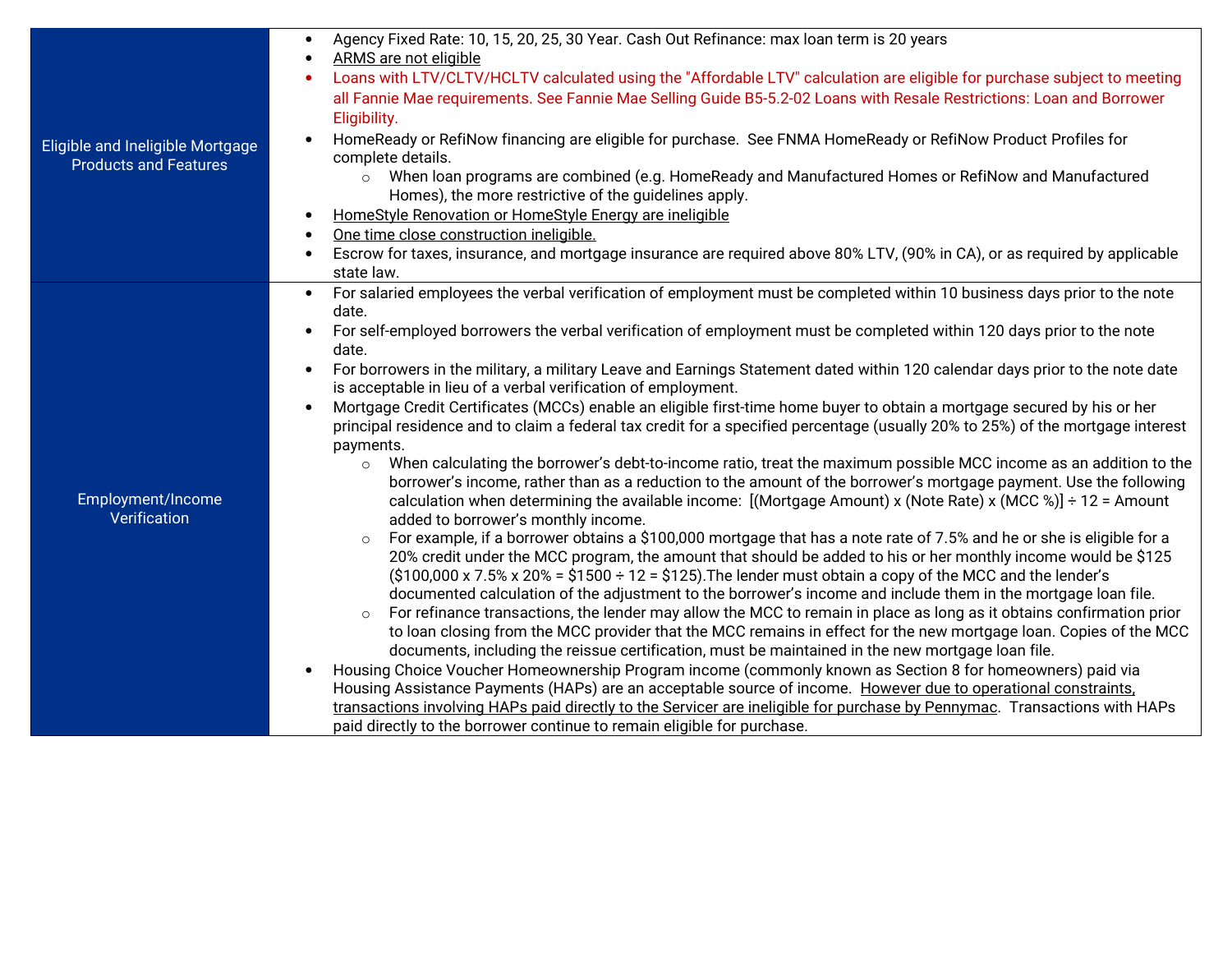| | |
|---|---|
| Eligible and Ineligible Mortgage Products and Features | • Agency Fixed Rate: 10, 15, 20, 25, 30 Year. Cash Out Refinance: max loan term is 20 years<br>• ARMS are not eligible<br>• Loans with LTV/CLTV/HCLTV calculated using the "Affordable LTV" calculation are eligible for purchase subject to meeting all Fannie Mae requirements. See Fannie Mae Selling Guide B5-5.2-02 Loans with Resale Restrictions: Loan and Borrower Eligibility.<br>• HomeReady or RefiNow financing are eligible for purchase. See FNMA HomeReady or RefiNow Product Profiles for complete details.<br>&nbsp;&nbsp;&nbsp;&nbsp;○ When loan programs are combined (e.g. HomeReady and Manufactured Homes or RefiNow and Manufactured Homes), the more restrictive of the guidelines apply.<br>• HomeStyle Renovation or HomeStyle Energy are ineligible<br>• One time close construction ineligible.<br>• Escrow for taxes, insurance, and mortgage insurance are required above 80% LTV, (90% in CA), or as required by applicable state law. |
| Employment/Income Verification | • For salaried employees the verbal verification of employment must be completed within 10 business days prior to the note date.<br>• For self-employed borrowers the verbal verification of employment must be completed within 120 days prior to the note date.<br>• For borrowers in the military, a military Leave and Earnings Statement dated within 120 calendar days prior to the note date is acceptable in lieu of a verbal verification of employment.<br>• Mortgage Credit Certificates (MCCs) enable an eligible first-time home buyer to obtain a mortgage secured by his or her principal residence and to claim a federal tax credit for a specified percentage (usually 20% to 25%) of the mortgage interest payments.<br>&nbsp;&nbsp;&nbsp;&nbsp;○ When calculating the borrower's debt-to-income ratio, treat the maximum possible MCC income as an addition to the borrower's income, rather than as a reduction to the amount of the borrower's mortgage payment. Use the following calculation when determining the available income: [(Mortgage Amount) x (Note Rate) x (MCC %)] ÷ 12 = Amount added to borrower's monthly income.<br>&nbsp;&nbsp;&nbsp;&nbsp;○ For example, if a borrower obtains a $100,000 mortgage that has a note rate of 7.5% and he or she is eligible for a 20% credit under the MCC program, the amount that should be added to his or her monthly income would be $125 ($100,000 x 7.5% x 20% = $1500 ÷ 12 = $125).The lender must obtain a copy of the MCC and the lender's documented calculation of the adjustment to the borrower's income and include them in the mortgage loan file.<br>&nbsp;&nbsp;&nbsp;&nbsp;○ For refinance transactions, the lender may allow the MCC to remain in place as long as it obtains confirmation prior to loan closing from the MCC provider that the MCC remains in effect for the new mortgage loan. Copies of the MCC documents, including the reissue certification, must be maintained in the new mortgage loan file.<br>• Housing Choice Voucher Homeownership Program income (commonly known as Section 8 for homeowners) paid via Housing Assistance Payments (HAPs) are an acceptable source of income. However due to operational constraints, transactions involving HAPs paid directly to the Servicer are ineligible for purchase by Pennymac. Transactions with HAPs paid directly to the borrower continue to remain eligible for purchase. |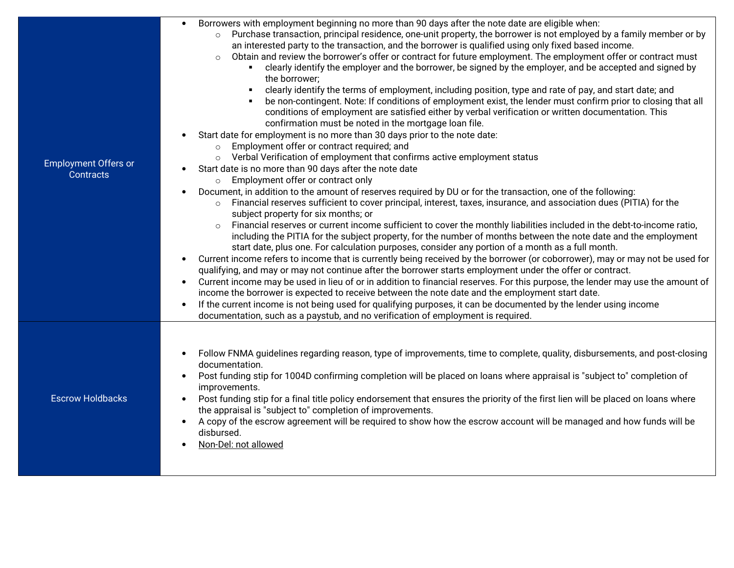| | |
|---|---|
| Employment Offers or Contracts | • Borrowers with employment beginning no more than 90 days after the note date are eligible when:<br>  ○ Purchase transaction, principal residence, one-unit property, the borrower is not employed by a family member or by an interested party to the transaction, and the borrower is qualified using only fixed based income.<br>  ○ Obtain and review the borrower's offer or contract for future employment. The employment offer or contract must<br>    ▪ clearly identify the employer and the borrower, be signed by the employer, and be accepted and signed by the borrower;<br>    ▪ clearly identify the terms of employment, including position, type and rate of pay, and start date; and<br>    ▪ be non-contingent. Note: If conditions of employment exist, the lender must confirm prior to closing that all conditions of employment are satisfied either by verbal verification or written documentation. This confirmation must be noted in the mortgage loan file.<br>• Start date for employment is no more than 30 days prior to the note date:<br>  ○ Employment offer or contract required; and<br>  ○ Verbal Verification of employment that confirms active employment status<br>• Start date is no more than 90 days after the note date<br>  ○ Employment offer or contract only<br>• Document, in addition to the amount of reserves required by DU or for the transaction, one of the following:<br>  ○ Financial reserves sufficient to cover principal, interest, taxes, insurance, and association dues (PITIA) for the subject property for six months; or<br>  ○ Financial reserves or current income sufficient to cover the monthly liabilities included in the debt-to-income ratio, including the PITIA for the subject property, for the number of months between the note date and the employment start date, plus one. For calculation purposes, consider any portion of a month as a full month.<br>• Current income refers to income that is currently being received by the borrower (or coborrower), may or may not be used for qualifying, and may or may not continue after the borrower starts employment under the offer or contract.<br>• Current income may be used in lieu of or in addition to financial reserves. For this purpose, the lender may use the amount of income the borrower is expected to receive between the note date and the employment start date.<br>• If the current income is not being used for qualifying purposes, it can be documented by the lender using income documentation, such as a paystub, and no verification of employment is required. |
| Escrow Holdbacks | • Follow FNMA guidelines regarding reason, type of improvements, time to complete, quality, disbursements, and post-closing documentation.<br>• Post funding stip for 1004D confirming completion will be placed on loans where appraisal is "subject to" completion of improvements.<br>• Post funding stip for a final title policy endorsement that ensures the priority of the first lien will be placed on loans where the appraisal is "subject to" completion of improvements.<br>• A copy of the escrow agreement will be required to show how the escrow account will be managed and how funds will be disbursed.<br>• <u>Non-Del: not allowed</u> |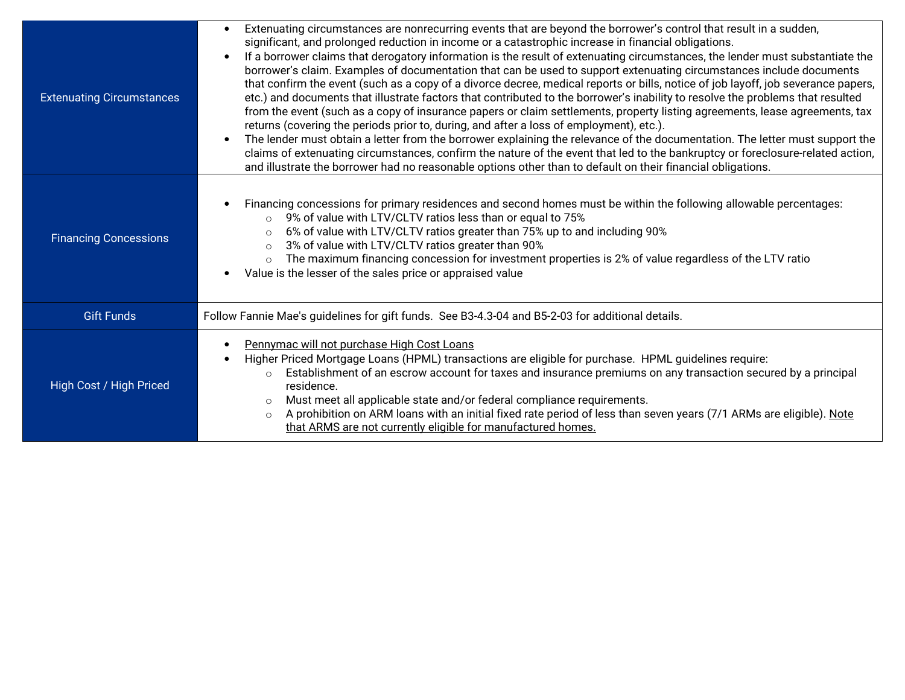| | |
|---|---|
| Extenuating Circumstances | • Extenuating circumstances are nonrecurring events that are beyond the borrower's control that result in a sudden, significant, and prolonged reduction in income or a catastrophic increase in financial obligations.<br>• If a borrower claims that derogatory information is the result of extenuating circumstances, the lender must substantiate the borrower's claim. Examples of documentation that can be used to support extenuating circumstances include documents that confirm the event (such as a copy of a divorce decree, medical reports or bills, notice of job layoff, job severance papers, etc.) and documents that illustrate factors that contributed to the borrower's inability to resolve the problems that resulted from the event (such as a copy of insurance papers or claim settlements, property listing agreements, lease agreements, tax returns (covering the periods prior to, during, and after a loss of employment), etc.).<br>• The lender must obtain a letter from the borrower explaining the relevance of the documentation. The letter must support the claims of extenuating circumstances, confirm the nature of the event that led to the bankruptcy or foreclosure-related action, and illustrate the borrower had no reasonable options other than to default on their financial obligations. |
| Financing Concessions | • Financing concessions for primary residences and second homes must be within the following allowable percentages:<br>  ○ 9% of value with LTV/CLTV ratios less than or equal to 75%<br>  ○ 6% of value with LTV/CLTV ratios greater than 75% up to and including 90%<br>  ○ 3% of value with LTV/CLTV ratios greater than 90%<br>  ○ The maximum financing concession for investment properties is 2% of value regardless of the LTV ratio<br>• Value is the lesser of the sales price or appraised value |
| Gift Funds | Follow Fannie Mae's guidelines for gift funds. See B3-4.3-04 and B5-2-03 for additional details. |
| High Cost / High Priced | • <u>Pennymac will not purchase High Cost Loans</u><br>• Higher Priced Mortgage Loans (HPML) transactions are eligible for purchase. HPML guidelines require:<br>  ○ Establishment of an escrow account for taxes and insurance premiums on any transaction secured by a principal residence.<br>  ○ Must meet all applicable state and/or federal compliance requirements.<br>  ○ A prohibition on ARM loans with an initial fixed rate period of less than seven years (7/1 ARMs are eligible). <u>Note that ARMS are not currently eligible for manufactured homes.</u> |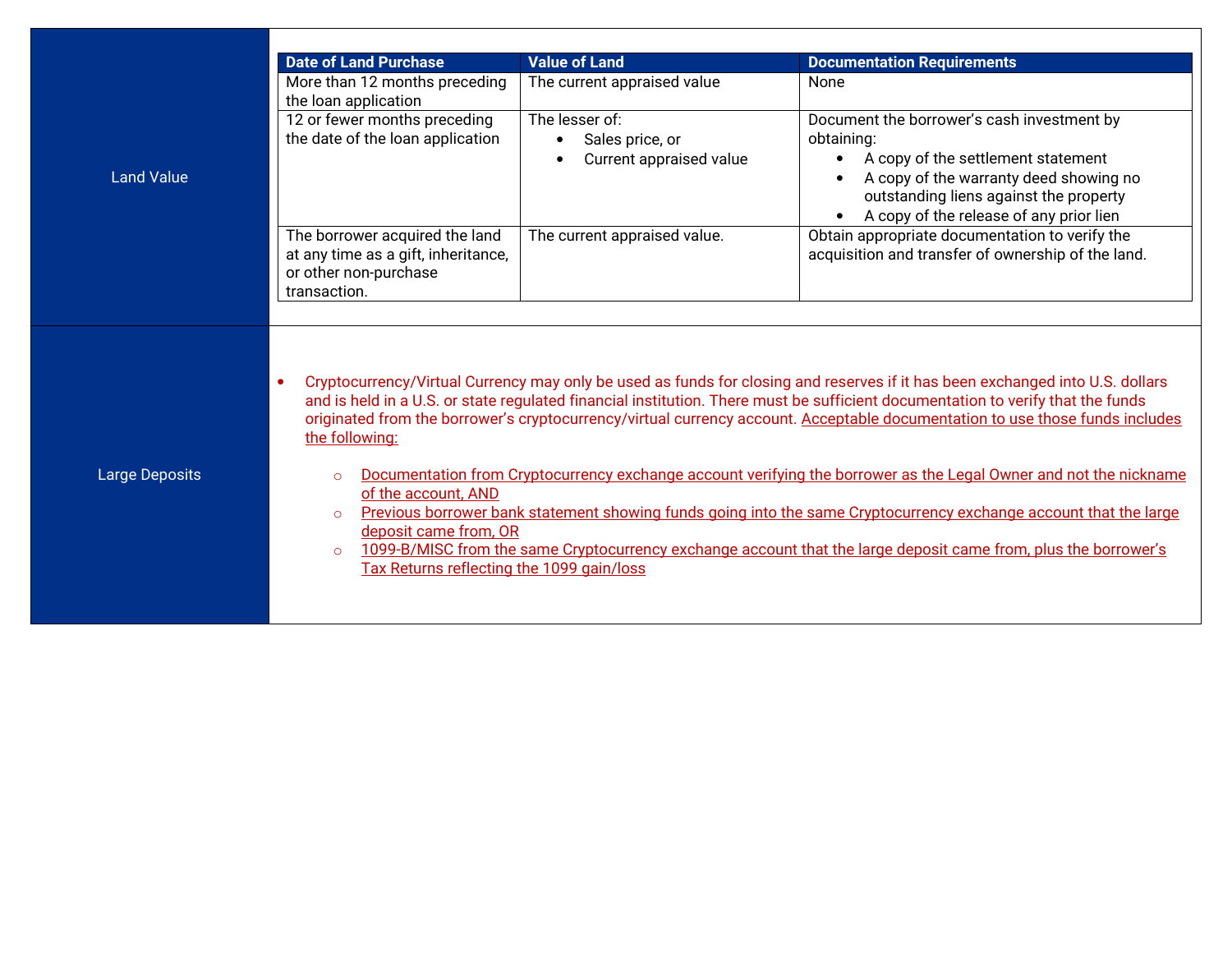| | |
|---|---|
| Land Value | *(see table below)* |
| Large Deposits | *(see text below)* |

**Land Value**

| Date of Land Purchase | Value of Land | Documentation Requirements |
|---|---|---|
| More than 12 months preceding the loan application | The current appraised value | None |
| 12 or fewer months preceding the date of the loan application | The lesser of:<br>• Sales price, or<br>• Current appraised value | Document the borrower's cash investment by obtaining:<br>• A copy of the settlement statement<br>• A copy of the warranty deed showing no outstanding liens against the property<br>• A copy of the release of any prior lien |
| The borrower acquired the land at any time as a gift, inheritance, or other non-purchase transaction. | The current appraised value. | Obtain appropriate documentation to verify the acquisition and transfer of ownership of the land. |

**Large Deposits**

- Cryptocurrency/Virtual Currency may only be used as funds for closing and reserves if it has been exchanged into U.S. dollars and is held in a U.S. or state regulated financial institution. There must be sufficient documentation to verify that the funds originated from the borrower's cryptocurrency/virtual currency account. Acceptable documentation to use those funds includes the following:
  - Documentation from Cryptocurrency exchange account verifying the borrower as the Legal Owner and not the nickname of the account, AND
  - Previous borrower bank statement showing funds going into the same Cryptocurrency exchange account that the large deposit came from, OR
  - 1099-B/MISC from the same Cryptocurrency exchange account that the large deposit came from, plus the borrower's Tax Returns reflecting the 1099 gain/loss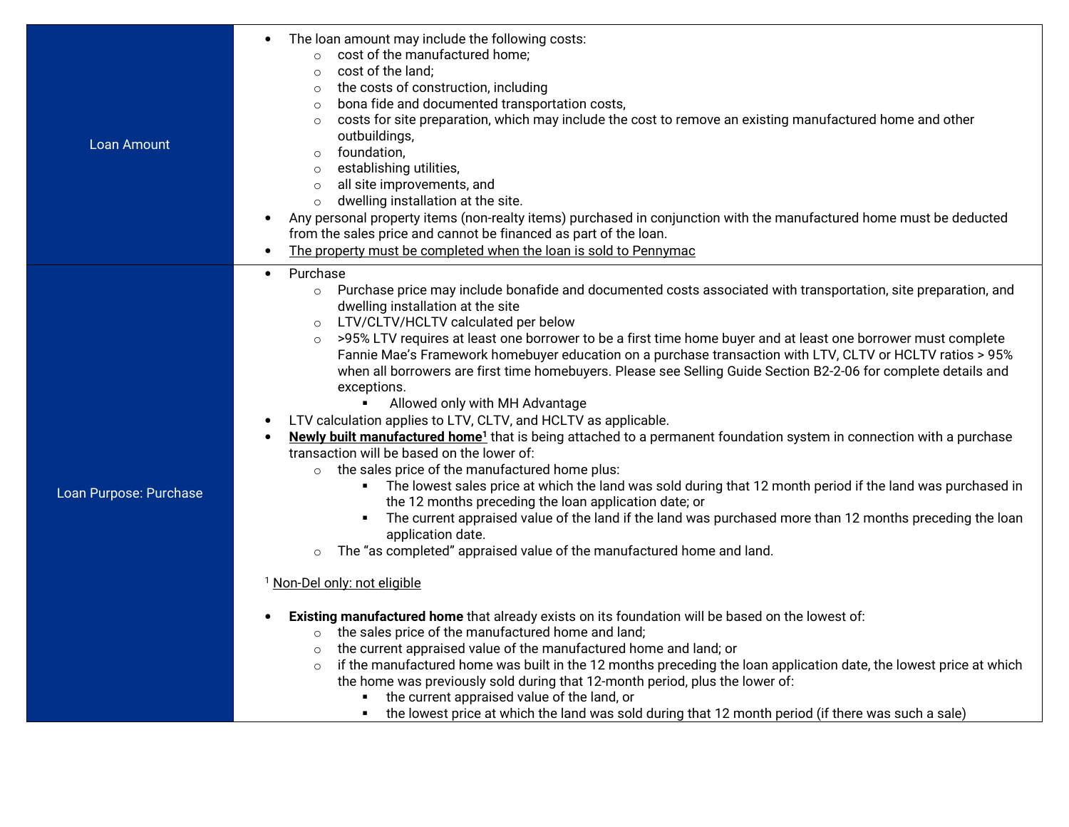| | |
|---|---|
| Loan Amount | • The loan amount may include the following costs:<br>&nbsp;&nbsp;&nbsp;&nbsp;○ cost of the manufactured home;<br>&nbsp;&nbsp;&nbsp;&nbsp;○ cost of the land;<br>&nbsp;&nbsp;&nbsp;&nbsp;○ the costs of construction, including<br>&nbsp;&nbsp;&nbsp;&nbsp;○ bona fide and documented transportation costs,<br>&nbsp;&nbsp;&nbsp;&nbsp;○ costs for site preparation, which may include the cost to remove an existing manufactured home and other outbuildings,<br>&nbsp;&nbsp;&nbsp;&nbsp;○ foundation,<br>&nbsp;&nbsp;&nbsp;&nbsp;○ establishing utilities,<br>&nbsp;&nbsp;&nbsp;&nbsp;○ all site improvements, and<br>&nbsp;&nbsp;&nbsp;&nbsp;○ dwelling installation at the site.<br>• Any personal property items (non-realty items) purchased in conjunction with the manufactured home must be deducted from the sales price and cannot be financed as part of the loan.<br>• <u>The property must be completed when the loan is sold to Pennymac</u> |
| Loan Purpose: Purchase | • Purchase<br>&nbsp;&nbsp;&nbsp;&nbsp;○ Purchase price may include bonafide and documented costs associated with transportation, site preparation, and dwelling installation at the site<br>&nbsp;&nbsp;&nbsp;&nbsp;○ LTV/CLTV/HCLTV calculated per below<br>&nbsp;&nbsp;&nbsp;&nbsp;○ >95% LTV requires at least one borrower to be a first time home buyer and at least one borrower must complete Fannie Mae's Framework homebuyer education on a purchase transaction with LTV, CLTV or HCLTV ratios > 95% when all borrowers are first time homebuyers. Please see Selling Guide Section B2-2-06 for complete details and exceptions.<br>&nbsp;&nbsp;&nbsp;&nbsp;&nbsp;&nbsp;&nbsp;&nbsp;▪ Allowed only with MH Advantage<br>• LTV calculation applies to LTV, CLTV, and HCLTV as applicable.<br>• **<u>Newly built manufactured home</u>**[1] that is being attached to a permanent foundation system in connection with a purchase transaction will be based on the lower of:<br>&nbsp;&nbsp;&nbsp;&nbsp;○ the sales price of the manufactured home plus:<br>&nbsp;&nbsp;&nbsp;&nbsp;&nbsp;&nbsp;&nbsp;&nbsp;▪ The lowest sales price at which the land was sold during that 12 month period if the land was purchased in the 12 months preceding the loan application date; or<br>&nbsp;&nbsp;&nbsp;&nbsp;&nbsp;&nbsp;&nbsp;&nbsp;▪ The current appraised value of the land if the land was purchased more than 12 months preceding the loan application date.<br>&nbsp;&nbsp;&nbsp;&nbsp;○ The "as completed" appraised value of the manufactured home and land.<br><br>[1] <u>Non-Del only: not eligible</u><br><br>• **Existing manufactured home** that already exists on its foundation will be based on the lowest of:<br>&nbsp;&nbsp;&nbsp;&nbsp;○ the sales price of the manufactured home and land;<br>&nbsp;&nbsp;&nbsp;&nbsp;○ the current appraised value of the manufactured home and land; or<br>&nbsp;&nbsp;&nbsp;&nbsp;○ if the manufactured home was built in the 12 months preceding the loan application date, the lowest price at which the home was previously sold during that 12-month period, plus the lower of:<br>&nbsp;&nbsp;&nbsp;&nbsp;&nbsp;&nbsp;&nbsp;&nbsp;▪ the current appraised value of the land, or<br>&nbsp;&nbsp;&nbsp;&nbsp;&nbsp;&nbsp;&nbsp;&nbsp;▪ the lowest price at which the land was sold during that 12 month period (if there was such a sale) |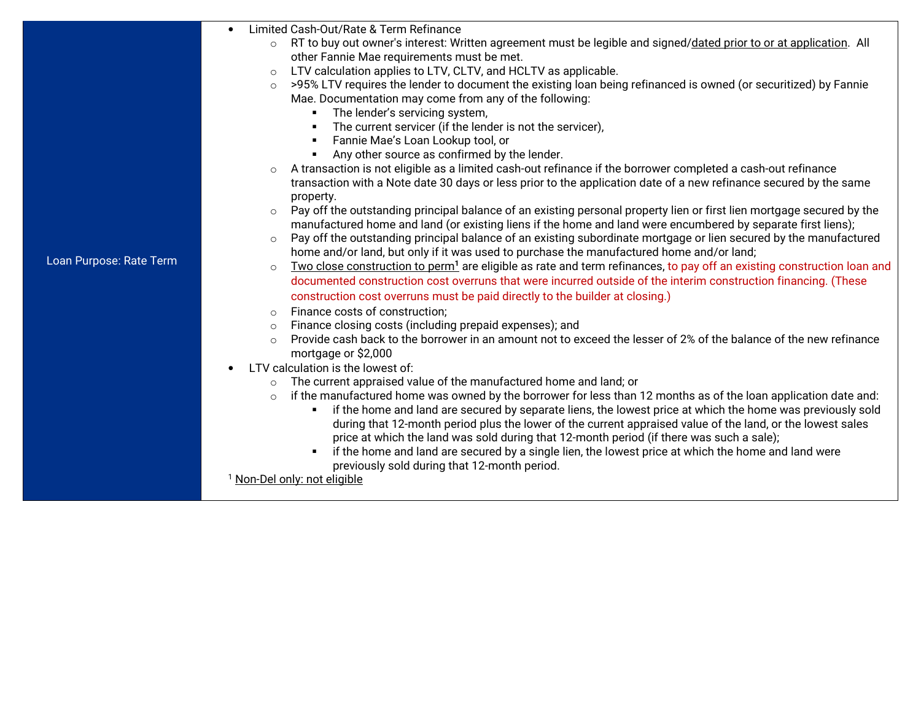| Loan Purpose: Rate Term | <ul><li>Limited Cash-Out/Rate & Term Refinance<ul><li>RT to buy out owner's interest: Written agreement must be legible and signed/dated prior to or at application. All other Fannie Mae requirements must be met.</li><li>LTV calculation applies to LTV, CLTV, and HCLTV as applicable.</li><li>>95% LTV requires the lender to document the existing loan being refinanced is owned (or securitized) by Fannie Mae. Documentation may come from any of the following:<ul><li>The lender's servicing system,</li><li>The current servicer (if the lender is not the servicer),</li><li>Fannie Mae's Loan Lookup tool, or</li><li>Any other source as confirmed by the lender.</li></ul></li><li>A transaction is not eligible as a limited cash-out refinance if the borrower completed a cash-out refinance transaction with a Note date 30 days or less prior to the application date of a new refinance secured by the same property.</li><li>Pay off the outstanding principal balance of an existing personal property lien or first lien mortgage secured by the manufactured home and land (or existing liens if the home and land were encumbered by separate first liens);</li><li>Pay off the outstanding principal balance of an existing subordinate mortgage or lien secured by the manufactured home and/or land, but only if it was used to purchase the manufactured home and/or land;</li><li>Two close construction to perm[1] are eligible as rate and term refinances, to pay off an existing construction loan and documented construction cost overruns that were incurred outside of the interim construction financing. (These construction cost overruns must be paid directly to the builder at closing.)</li><li>Finance costs of construction;</li><li>Finance closing costs (including prepaid expenses); and</li><li>Provide cash back to the borrower in an amount not to exceed the lesser of 2% of the balance of the new refinance mortgage or $2,000</li></ul></li><li>LTV calculation is the lowest of:<ul><li>The current appraised value of the manufactured home and land; or</li><li>if the manufactured home was owned by the borrower for less than 12 months as of the loan application date and:<ul><li>if the home and land are secured by separate liens, the lowest price at which the home was previously sold during that 12-month period plus the lower of the current appraised value of the land, or the lowest sales price at which the land was sold during that 12-month period (if there was such a sale);</li><li>if the home and land are secured by a single lien, the lowest price at which the home and land were previously sold during that 12-month period.</li></ul></li></ul></li></ul>[1] Non-Del only: not eligible |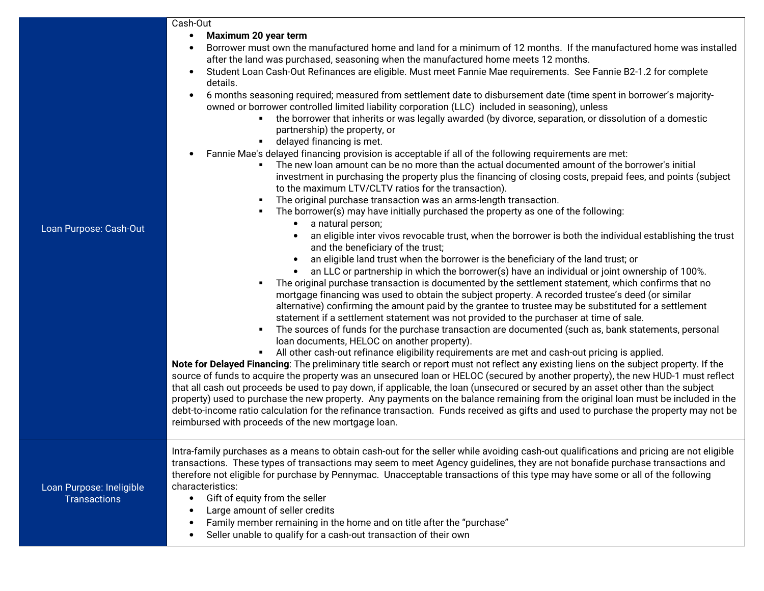| | |
|---|---|
| Loan Purpose: Cash-Out | Cash-Out<br>• **Maximum 20 year term**<br>• Borrower must own the manufactured home and land for a minimum of 12 months. If the manufactured home was installed after the land was purchased, seasoning when the manufactured home meets 12 months.<br>• Student Loan Cash-Out Refinances are eligible. Must meet Fannie Mae requirements. See Fannie B2-1.2 for complete details.<br>• 6 months seasoning required; measured from settlement date to disbursement date (time spent in borrower's majority-owned or borrower controlled limited liability corporation (LLC) included in seasoning), unless<br>&nbsp;&nbsp;&nbsp;&nbsp;▪ the borrower that inherits or was legally awarded (by divorce, separation, or dissolution of a domestic partnership) the property, or<br>&nbsp;&nbsp;&nbsp;&nbsp;▪ delayed financing is met.<br>• Fannie Mae's delayed financing provision is acceptable if all of the following requirements are met:<br>&nbsp;&nbsp;&nbsp;&nbsp;▪ The new loan amount can be no more than the actual documented amount of the borrower's initial investment in purchasing the property plus the financing of closing costs, prepaid fees, and points (subject to the maximum LTV/CLTV ratios for the transaction).<br>&nbsp;&nbsp;&nbsp;&nbsp;▪ The original purchase transaction was an arms-length transaction.<br>&nbsp;&nbsp;&nbsp;&nbsp;▪ The borrower(s) may have initially purchased the property as one of the following:<br>&nbsp;&nbsp;&nbsp;&nbsp;&nbsp;&nbsp;&nbsp;&nbsp;• a natural person;<br>&nbsp;&nbsp;&nbsp;&nbsp;&nbsp;&nbsp;&nbsp;&nbsp;• an eligible inter vivos revocable trust, when the borrower is both the individual establishing the trust and the beneficiary of the trust;<br>&nbsp;&nbsp;&nbsp;&nbsp;&nbsp;&nbsp;&nbsp;&nbsp;• an eligible land trust when the borrower is the beneficiary of the land trust; or<br>&nbsp;&nbsp;&nbsp;&nbsp;&nbsp;&nbsp;&nbsp;&nbsp;• an LLC or partnership in which the borrower(s) have an individual or joint ownership of 100%.<br>&nbsp;&nbsp;&nbsp;&nbsp;▪ The original purchase transaction is documented by the settlement statement, which confirms that no mortgage financing was used to obtain the subject property. A recorded trustee's deed (or similar alternative) confirming the amount paid by the grantee to trustee may be substituted for a settlement statement if a settlement statement was not provided to the purchaser at time of sale.<br>&nbsp;&nbsp;&nbsp;&nbsp;▪ The sources of funds for the purchase transaction are documented (such as, bank statements, personal loan documents, HELOC on another property).<br>&nbsp;&nbsp;&nbsp;&nbsp;▪ All other cash-out refinance eligibility requirements are met and cash-out pricing is applied.<br>**Note for Delayed Financing**: The preliminary title search or report must not reflect any existing liens on the subject property. If the source of funds to acquire the property was an unsecured loan or HELOC (secured by another property), the new HUD-1 must reflect that all cash out proceeds be used to pay down, if applicable, the loan (unsecured or secured by an asset other than the subject property) used to purchase the new property. Any payments on the balance remaining from the original loan must be included in the debt-to-income ratio calculation for the refinance transaction. Funds received as gifts and used to purchase the property may not be reimbursed with proceeds of the new mortgage loan. |
| Loan Purpose: Ineligible Transactions | Intra-family purchases as a means to obtain cash-out for the seller while avoiding cash-out qualifications and pricing are not eligible transactions. These types of transactions may seem to meet Agency guidelines, they are not bonafide purchase transactions and therefore not eligible for purchase by Pennymac. Unacceptable transactions of this type may have some or all of the following characteristics:<br>• Gift of equity from the seller<br>• Large amount of seller credits<br>• Family member remaining in the home and on title after the "purchase"<br>• Seller unable to qualify for a cash-out transaction of their own |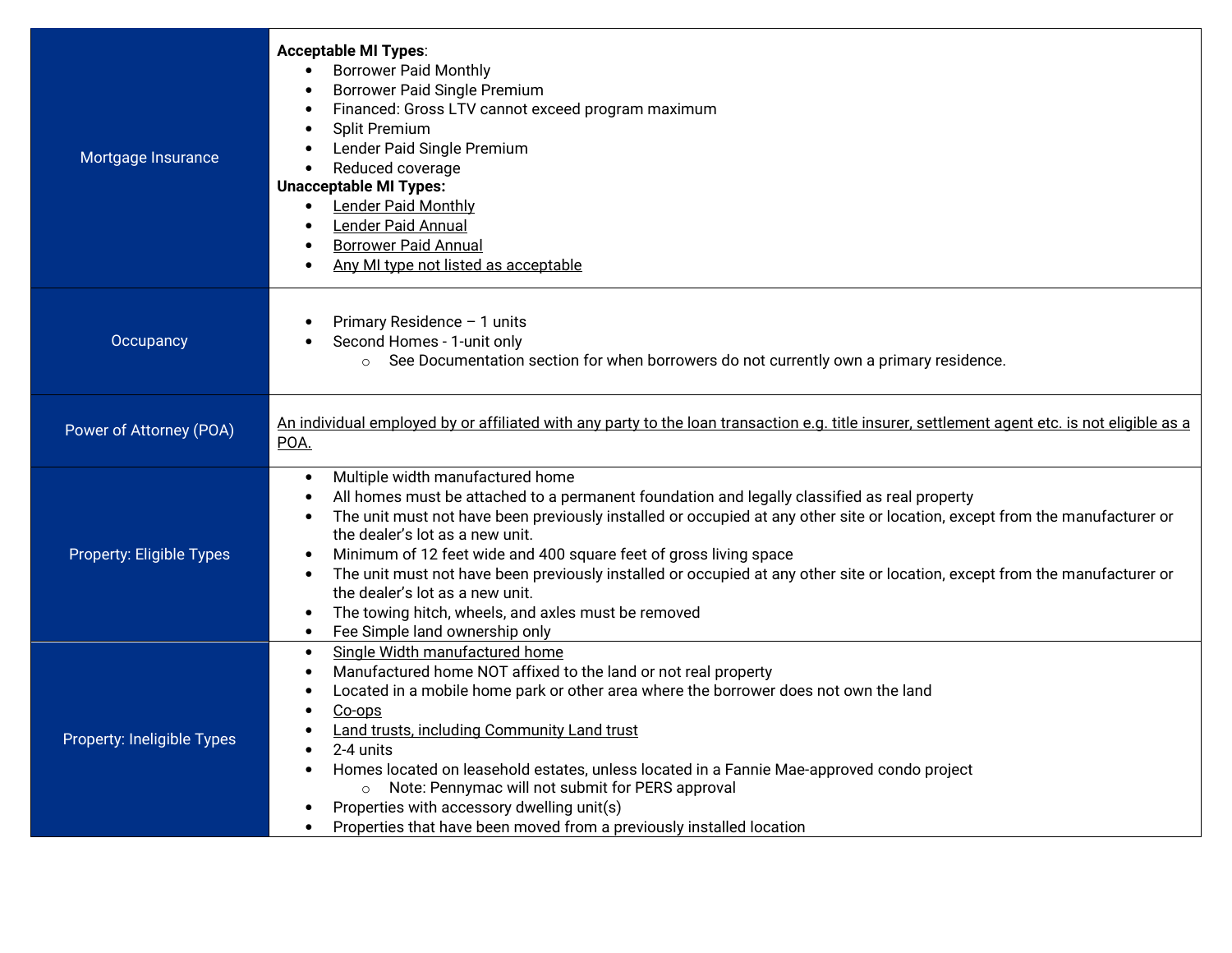| | |
|---|---|
| Mortgage Insurance | **Acceptable MI Types**:<br>• Borrower Paid Monthly<br>• Borrower Paid Single Premium<br>• Financed: Gross LTV cannot exceed program maximum<br>• Split Premium<br>• Lender Paid Single Premium<br>• Reduced coverage<br>**Unacceptable MI Types:**<br>• Lender Paid Monthly<br>• Lender Paid Annual<br>• Borrower Paid Annual<br>• Any MI type not listed as acceptable |
| Occupancy | • Primary Residence – 1 units<br>• Second Homes - 1-unit only<br>  ○ See Documentation section for when borrowers do not currently own a primary residence. |
| Power of Attorney (POA) | An individual employed by or affiliated with any party to the loan transaction e.g. title insurer, settlement agent etc. is not eligible as a POA. |
| Property: Eligible Types | • Multiple width manufactured home<br>• All homes must be attached to a permanent foundation and legally classified as real property<br>• The unit must not have been previously installed or occupied at any other site or location, except from the manufacturer or the dealer's lot as a new unit.<br>• Minimum of 12 feet wide and 400 square feet of gross living space<br>• The unit must not have been previously installed or occupied at any other site or location, except from the manufacturer or the dealer's lot as a new unit.<br>• The towing hitch, wheels, and axles must be removed<br>• Fee Simple land ownership only |
| Property: Ineligible Types | • Single Width manufactured home<br>• Manufactured home NOT affixed to the land or not real property<br>• Located in a mobile home park or other area where the borrower does not own the land<br>• Co-ops<br>• Land trusts, including Community Land trust<br>• 2-4 units<br>• Homes located on leasehold estates, unless located in a Fannie Mae-approved condo project<br>  ○ Note: Pennymac will not submit for PERS approval<br>• Properties with accessory dwelling unit(s)<br>• Properties that have been moved from a previously installed location |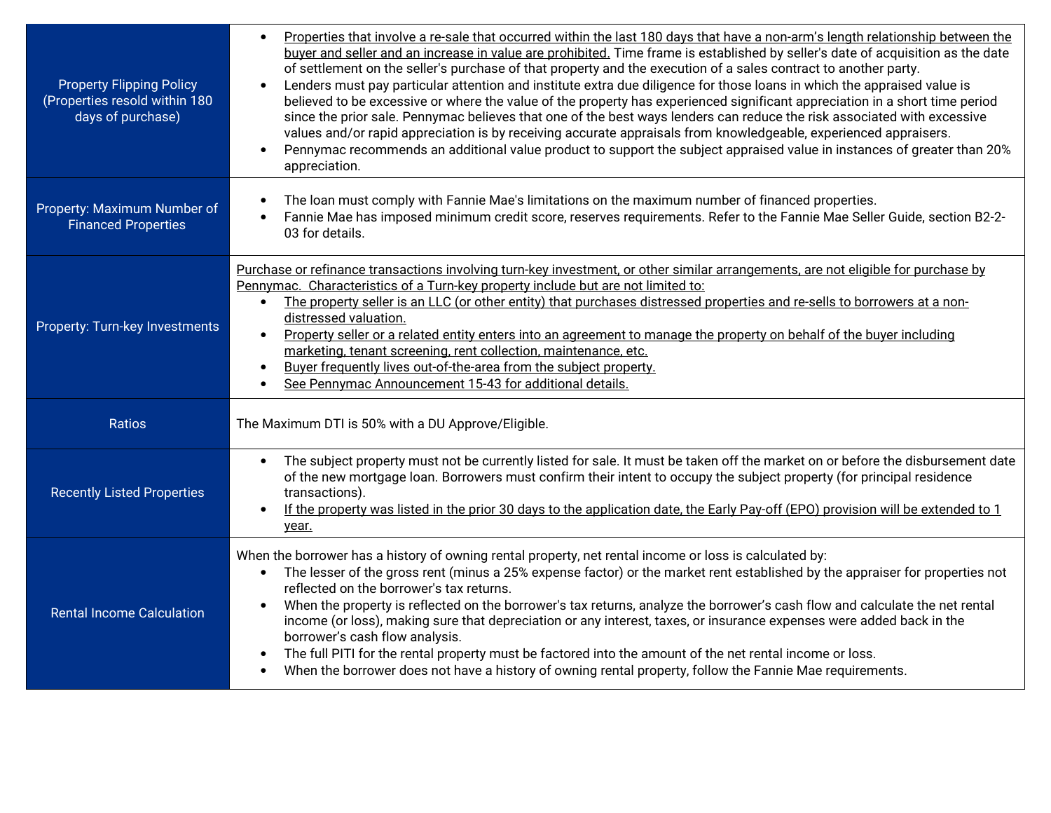| | |
|---|---|
| Property Flipping Policy (Properties resold within 180 days of purchase) | • Properties that involve a re-sale that occurred within the last 180 days that have a non-arm's length relationship between the buyer and seller and an increase in value are prohibited. Time frame is established by seller's date of acquisition as the date of settlement on the seller's purchase of that property and the execution of a sales contract to another party.<br>• Lenders must pay particular attention and institute extra due diligence for those loans in which the appraised value is believed to be excessive or where the value of the property has experienced significant appreciation in a short time period since the prior sale. Pennymac believes that one of the best ways lenders can reduce the risk associated with excessive values and/or rapid appreciation is by receiving accurate appraisals from knowledgeable, experienced appraisers.<br>• Pennymac recommends an additional value product to support the subject appraised value in instances of greater than 20% appreciation. |
| Property: Maximum Number of Financed Properties | • The loan must comply with Fannie Mae's limitations on the maximum number of financed properties.<br>• Fannie Mae has imposed minimum credit score, reserves requirements. Refer to the Fannie Mae Seller Guide, section B2-2-03 for details. |
| Property: Turn-key Investments | Purchase or refinance transactions involving turn-key investment, or other similar arrangements, are not eligible for purchase by Pennymac. Characteristics of a Turn-key property include but are not limited to:<br>• The property seller is an LLC (or other entity) that purchases distressed properties and re-sells to borrowers at a non-distressed valuation.<br>• Property seller or a related entity enters into an agreement to manage the property on behalf of the buyer including marketing, tenant screening, rent collection, maintenance, etc.<br>• Buyer frequently lives out-of-the-area from the subject property.<br>• See Pennymac Announcement 15-43 for additional details. |
| Ratios | The Maximum DTI is 50% with a DU Approve/Eligible. |
| Recently Listed Properties | • The subject property must not be currently listed for sale. It must be taken off the market on or before the disbursement date of the new mortgage loan. Borrowers must confirm their intent to occupy the subject property (for principal residence transactions).<br>• If the property was listed in the prior 30 days to the application date, the Early Pay-off (EPO) provision will be extended to 1 year. |
| Rental Income Calculation | When the borrower has a history of owning rental property, net rental income or loss is calculated by:<br>• The lesser of the gross rent (minus a 25% expense factor) or the market rent established by the appraiser for properties not reflected on the borrower's tax returns.<br>• When the property is reflected on the borrower's tax returns, analyze the borrower's cash flow and calculate the net rental income (or loss), making sure that depreciation or any interest, taxes, or insurance expenses were added back in the borrower's cash flow analysis.<br>• The full PITI for the rental property must be factored into the amount of the net rental income or loss.<br>• When the borrower does not have a history of owning rental property, follow the Fannie Mae requirements. |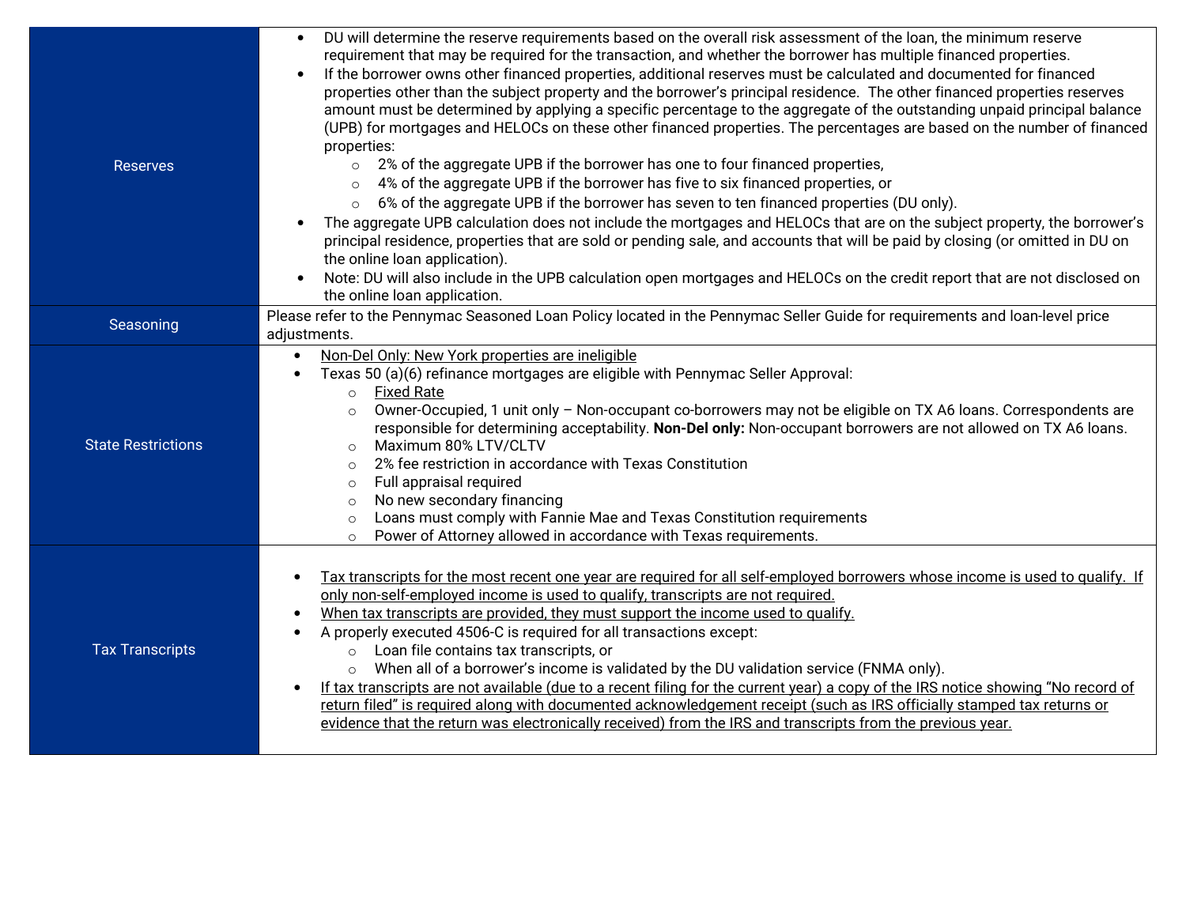| | |
|---|---|
| Reserves | • DU will determine the reserve requirements based on the overall risk assessment of the loan, the minimum reserve requirement that may be required for the transaction, and whether the borrower has multiple financed properties.<br>• If the borrower owns other financed properties, additional reserves must be calculated and documented for financed properties other than the subject property and the borrower's principal residence. The other financed properties reserves amount must be determined by applying a specific percentage to the aggregate of the outstanding unpaid principal balance (UPB) for mortgages and HELOCs on these other financed properties. The percentages are based on the number of financed properties:<br>  ○ 2% of the aggregate UPB if the borrower has one to four financed properties,<br>  ○ 4% of the aggregate UPB if the borrower has five to six financed properties, or<br>  ○ 6% of the aggregate UPB if the borrower has seven to ten financed properties (DU only).<br>• The aggregate UPB calculation does not include the mortgages and HELOCs that are on the subject property, the borrower's principal residence, properties that are sold or pending sale, and accounts that will be paid by closing (or omitted in DU on the online loan application).<br>• Note: DU will also include in the UPB calculation open mortgages and HELOCs on the credit report that are not disclosed on the online loan application. |
| Seasoning | Please refer to the Pennymac Seasoned Loan Policy located in the Pennymac Seller Guide for requirements and loan-level price adjustments. |
| State Restrictions | • <u>Non-Del Only: New York properties are ineligible</u><br>• Texas 50 (a)(6) refinance mortgages are eligible with Pennymac Seller Approval:<br>  ○ <u>Fixed Rate</u><br>  ○ Owner-Occupied, 1 unit only – Non-occupant co-borrowers may not be eligible on TX A6 loans. Correspondents are responsible for determining acceptability. **Non-Del only:** Non-occupant borrowers are not allowed on TX A6 loans.<br>  ○ Maximum 80% LTV/CLTV<br>  ○ 2% fee restriction in accordance with Texas Constitution<br>  ○ Full appraisal required<br>  ○ No new secondary financing<br>  ○ Loans must comply with Fannie Mae and Texas Constitution requirements<br>  ○ Power of Attorney allowed in accordance with Texas requirements. |
| Tax Transcripts | • <u>Tax transcripts for the most recent one year are required for all self-employed borrowers whose income is used to qualify. If only non-self-employed income is used to qualify, transcripts are not required.</u><br>• <u>When tax transcripts are provided, they must support the income used to qualify.</u><br>• A properly executed 4506-C is required for all transactions except:<br>  ○ Loan file contains tax transcripts, or<br>  ○ When all of a borrower's income is validated by the DU validation service (FNMA only).<br>• <u>If tax transcripts are not available (due to a recent filing for the current year) a copy of the IRS notice showing "No record of return filed" is required along with documented acknowledgement receipt (such as IRS officially stamped tax returns or evidence that the return was electronically received) from the IRS and transcripts from the previous year.</u> |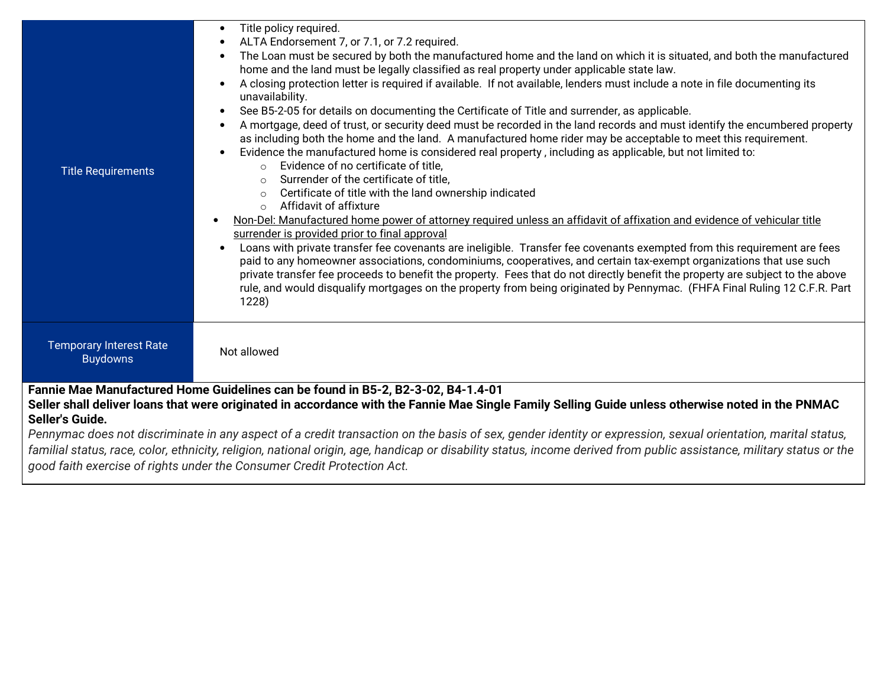| | |
|---|---|
| Title Requirements | <ul><li>Title policy required.</li><li>ALTA Endorsement 7, or 7.1, or 7.2 required.</li><li>The Loan must be secured by both the manufactured home and the land on which it is situated, and both the manufactured home and the land must be legally classified as real property under applicable state law.</li><li>A closing protection letter is required if available. If not available, lenders must include a note in file documenting its unavailability.</li><li>See B5-2-05 for details on documenting the Certificate of Title and surrender, as applicable.</li><li>A mortgage, deed of trust, or security deed must be recorded in the land records and must identify the encumbered property as including both the home and the land. A manufactured home rider may be acceptable to meet this requirement.</li><li>Evidence the manufactured home is considered real property , including as applicable, but not limited to:<ul><li>Evidence of no certificate of title,</li><li>Surrender of the certificate of title,</li><li>Certificate of title with the land ownership indicated</li><li>Affidavit of affixture</li></ul></li><li><u>Non-Del: Manufactured home power of attorney required unless an affidavit of affixation and evidence of vehicular title surrender is provided prior to final approval</u></li><li>Loans with private transfer fee covenants are ineligible. Transfer fee covenants exempted from this requirement are fees paid to any homeowner associations, condominiums, cooperatives, and certain tax-exempt organizations that use such private transfer fee proceeds to benefit the property. Fees that do not directly benefit the property are subject to the above rule, and would disqualify mortgages on the property from being originated by Pennymac. (FHFA Final Ruling 12 C.F.R. Part 1228)</li></ul> |
| Temporary Interest Rate Buydowns | Not allowed |

**Fannie Mae Manufactured Home Guidelines can be found in B5-2, B2-3-02, B4-1.4-01**

**Seller shall deliver loans that were originated in accordance with the Fannie Mae Single Family Selling Guide unless otherwise noted in the PNMAC Seller's Guide.**

*Pennymac does not discriminate in any aspect of a credit transaction on the basis of sex, gender identity or expression, sexual orientation, marital status, familial status, race, color, ethnicity, religion, national origin, age, handicap or disability status, income derived from public assistance, military status or the good faith exercise of rights under the Consumer Credit Protection Act.*